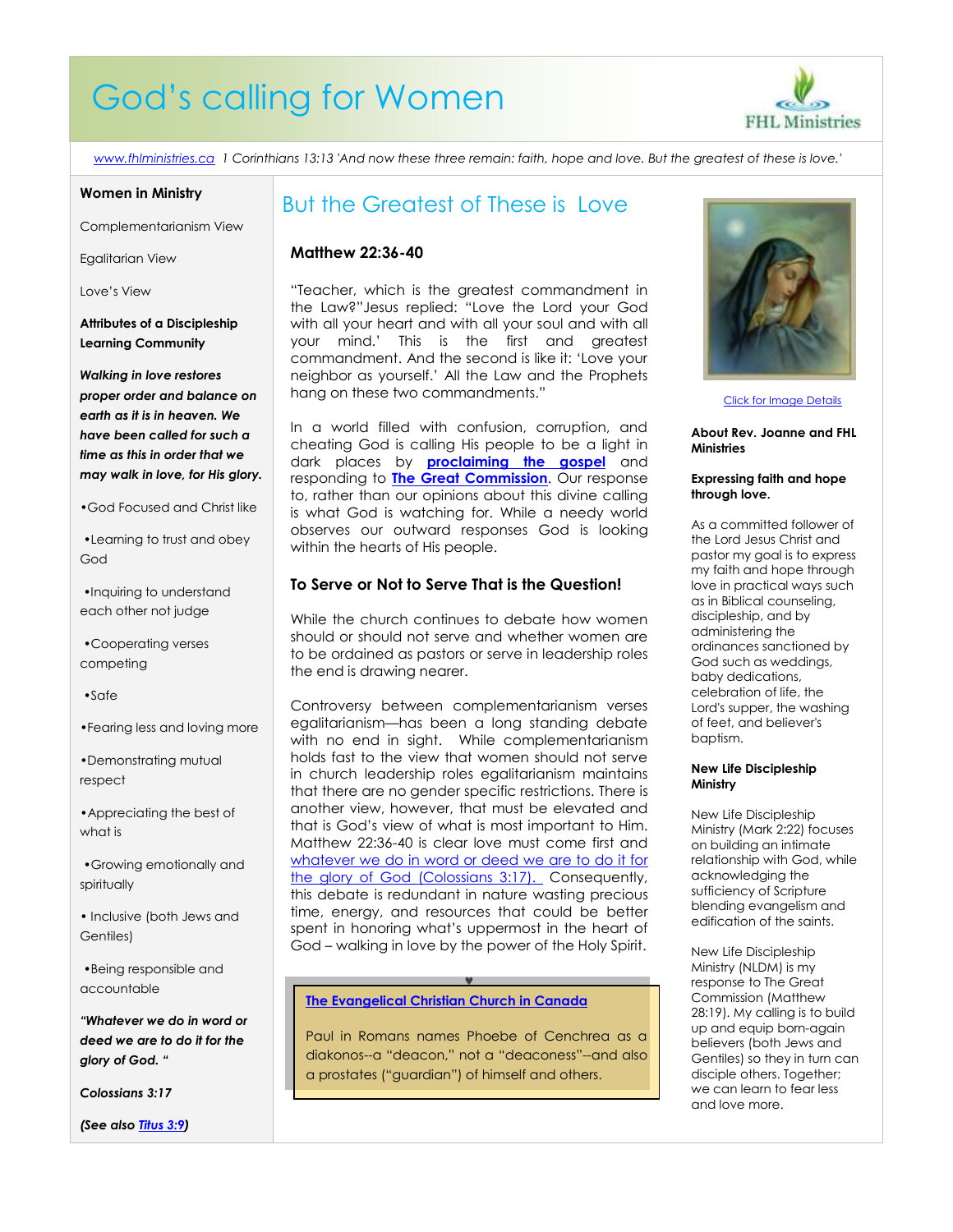# God's calling for Women

www.fhlministries.ca 1 Corinthians 13:13 'And now these three remain: faith, hope and love. But the greatest of these is love.'

**Women in Ministry**

Complementarianism View

Egalitarian View

Love's View

**Attributes of a Discipleship Learning Community**

***Walking in love restores proper order and balance on earth as it is in heaven. We have been called for such a time as this in order that we may walk in love, for His glory.***

- God Focused and Christ like
- Learning to trust and obey God
- Inquiring to understand each other not judge
- Cooperating verses competing
- Safe
- Fearing less and loving more
- Demonstrating mutual respect
- Appreciating the best of what is
- Growing emotionally and spiritually
- Inclusive (both Jews and Gentiles)
- Being responsible and accountable

***"Whatever we do in word or deed we are to do it for the glory of God. "***

***Colossians 3:17***

***(See also Titus 3:9)***

## But the Greatest of These is Love

### Matthew 22:36-40

"Teacher, which is the greatest commandment in the Law?"Jesus replied: "Love the Lord your God with all your heart and with all your soul and with all your mind.' This is the first and greatest commandment. And the second is like it: 'Love your neighbor as yourself.' All the Law and the Prophets hang on these two commandments."

In a world filled with confusion, corruption, and cheating God is calling His people to be a light in dark places by **proclaiming the gospel** and responding to **The Great Commission**. Our response to, rather than our opinions about this divine calling is what God is watching for. While a needy world observes our outward responses God is looking within the hearts of His people.

### To Serve or Not to Serve That is the Question!

While the church continues to debate how women should or should not serve and whether women are to be ordained as pastors or serve in leadership roles the end is drawing nearer.

Controversy between complementarianism verses egalitarianism—has been a long standing debate with no end in sight. While complementarianism holds fast to the view that women should not serve in church leadership roles egalitarianism maintains that there are no gender specific restrictions. There is another view, however, that must be elevated and that is God's view of what is most important to Him. Matthew 22:36-40 is clear love must come first and whatever we do in word or deed we are to do it for the glory of God (Colossians 3:17). Consequently, this debate is redundant in nature wasting precious time, energy, and resources that could be better spent in honoring what's uppermost in the heart of God – walking in love by the power of the Holy Spirit.

> **The Evangelical Christian Church in Canada**
>
> Paul in Romans names Phoebe of Cenchrea as a diakonos--a "deacon," not a "deaconess"--and also a prostates ("guardian") of himself and others.

Click for Image Details

**About Rev. Joanne and FHL Ministries**

**Expressing faith and hope through love.**

As a committed follower of the Lord Jesus Christ and pastor my goal is to express my faith and hope through love in practical ways such as in Biblical counseling, discipleship, and by administering the ordinances sanctioned by God such as weddings, baby dedications, celebration of life, the Lord's supper, the washing of feet, and believer's baptism.

**New Life Discipleship Ministry**

New Life Discipleship Ministry (Mark 2:22) focuses on building an intimate relationship with God, while acknowledging the sufficiency of Scripture blending evangelism and edification of the saints.

New Life Discipleship Ministry (NLDM) is my response to The Great Commission (Matthew 28:19). My calling is to build up and equip born-again believers (both Jews and Gentiles) so they in turn can disciple others. Together; we can learn to fear less and love more.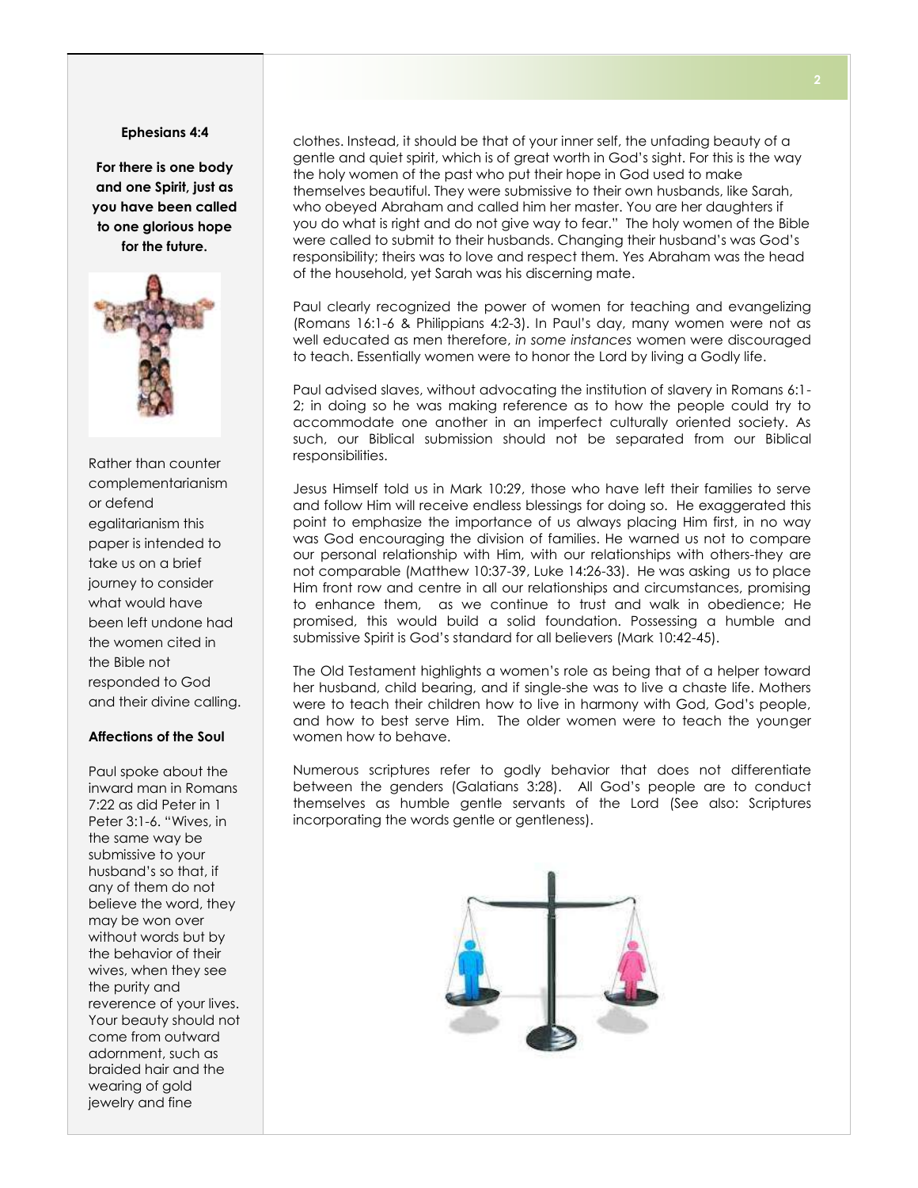**Ephesians 4:4**

**For there is one body and one Spirit, just as you have been called to one glorious hope for the future.**

Rather than counter complementarianism or defend egalitarianism this paper is intended to take us on a brief journey to consider what would have been left undone had the women cited in the Bible not responded to God and their divine calling.

**Affections of the Soul**

Paul spoke about the inward man in Romans 7:22 as did Peter in 1 Peter 3:1-6. "Wives, in the same way be submissive to your husband's so that, if any of them do not believe the word, they may be won over without words but by the behavior of their wives, when they see the purity and reverence of your lives. Your beauty should not come from outward adornment, such as braided hair and the wearing of gold jewelry and fine clothes. Instead, it should be that of your inner self, the unfading beauty of a gentle and quiet spirit, which is of great worth in God's sight. For this is the way the holy women of the past who put their hope in God used to make themselves beautiful. They were submissive to their own husbands, like Sarah, who obeyed Abraham and called him her master. You are her daughters if you do what is right and do not give way to fear." The holy women of the Bible were called to submit to their husbands. Changing their husband's was God's responsibility; theirs was to love and respect them. Yes Abraham was the head of the household, yet Sarah was his discerning mate.

Paul clearly recognized the power of women for teaching and evangelizing (Romans 16:1-6 & Philippians 4:2-3). In Paul's day, many women were not as well educated as men therefore, *in some instances* women were discouraged to teach. Essentially women were to honor the Lord by living a Godly life.

Paul advised slaves, without advocating the institution of slavery in Romans 6:1-2; in doing so he was making reference as to how the people could try to accommodate one another in an imperfect culturally oriented society. As such, our Biblical submission should not be separated from our Biblical responsibilities.

Jesus Himself told us in Mark 10:29, those who have left their families to serve and follow Him will receive endless blessings for doing so. He exaggerated this point to emphasize the importance of us always placing Him first, in no way was God encouraging the division of families. He warned us not to compare our personal relationship with Him, with our relationships with others-they are not comparable (Matthew 10:37-39, Luke 14:26-33). He was asking us to place Him front row and centre in all our relationships and circumstances, promising to enhance them, as we continue to trust and walk in obedience; He promised, this would build a solid foundation. Possessing a humble and submissive Spirit is God's standard for all believers (Mark 10:42-45).

The Old Testament highlights a women's role as being that of a helper toward her husband, child bearing, and if single-she was to live a chaste life. Mothers were to teach their children how to live in harmony with God, God's people, and how to best serve Him. The older women were to teach the younger women how to behave.

Numerous scriptures refer to godly behavior that does not differentiate between the genders (Galatians 3:28). All God's people are to conduct themselves as humble gentle servants of the Lord (See also: Scriptures incorporating the words gentle or gentleness).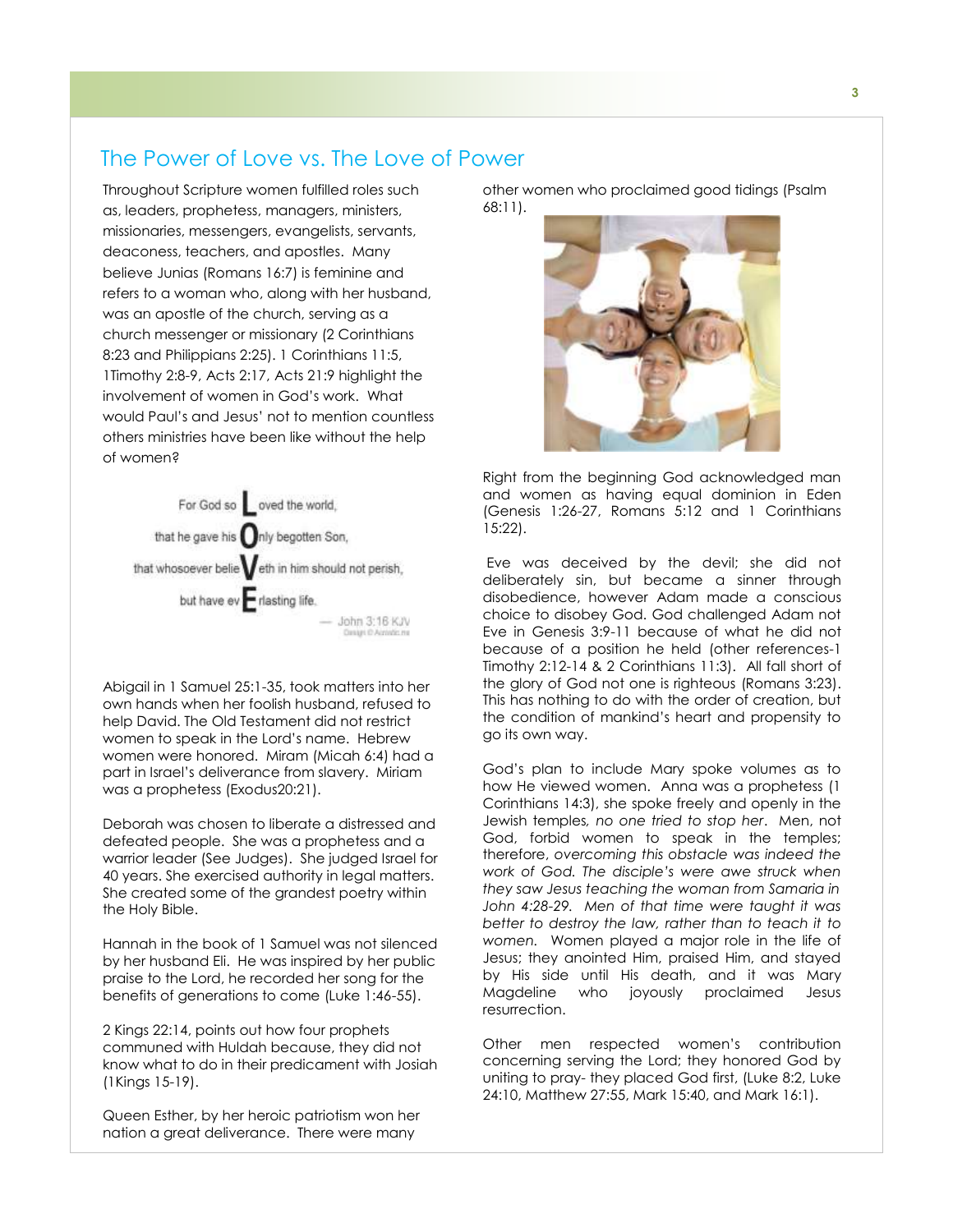## The Power of Love vs. The Love of Power

Throughout Scripture women fulfilled roles such as, leaders, prophetess, managers, ministers, missionaries, messengers, evangelists, servants, deaconess, teachers, and apostles. Many believe Junias (Romans 16:7) is feminine and refers to a woman who, along with her husband, was an apostle of the church, serving as a church messenger or missionary (2 Corinthians 8:23 and Philippians 2:25). 1 Corinthians 11:5, 1Timothy 2:8-9, Acts 2:17, Acts 21:9 highlight the involvement of women in God's work. What would Paul's and Jesus' not to mention countless others ministries have been like without the help of women?

For God so **L**oved the world,
that he gave his **O**nly begotten Son,
that whosoever belie**V**eth in him should not perish,
but have ev**E**rlasting life.

— John 3:16 KJV

Abigail in 1 Samuel 25:1-35, took matters into her own hands when her foolish husband, refused to help David. The Old Testament did not restrict women to speak in the Lord's name. Hebrew women were honored. Miram (Micah 6:4) had a part in Israel's deliverance from slavery. Miriam was a prophetess (Exodus20:21).

Deborah was chosen to liberate a distressed and defeated people. She was a prophetess and a warrior leader (See Judges). She judged Israel for 40 years. She exercised authority in legal matters. She created some of the grandest poetry within the Holy Bible.

Hannah in the book of 1 Samuel was not silenced by her husband Eli. He was inspired by her public praise to the Lord, he recorded her song for the benefits of generations to come (Luke 1:46-55).

2 Kings 22:14, points out how four prophets communed with Huldah because, they did not know what to do in their predicament with Josiah (1Kings 15-19).

Queen Esther, by her heroic patriotism won her nation a great deliverance. There were many other women who proclaimed good tidings (Psalm 68:11).

Right from the beginning God acknowledged man and women as having equal dominion in Eden (Genesis 1:26-27, Romans 5:12 and 1 Corinthians 15:22).

Eve was deceived by the devil; she did not deliberately sin, but became a sinner through disobedience, however Adam made a conscious choice to disobey God. God challenged Adam not Eve in Genesis 3:9-11 because of what he did not because of a position he held (other references-1 Timothy 2:12-14 & 2 Corinthians 11:3). All fall short of the glory of God not one is righteous (Romans 3:23). This has nothing to do with the order of creation, but the condition of mankind's heart and propensity to go its own way.

God's plan to include Mary spoke volumes as to how He viewed women. Anna was a prophetess (1 Corinthians 14:3), she spoke freely and openly in the Jewish temples, *no one tried to stop her*. Men, not God, forbid women to speak in the temples; therefore, *overcoming this obstacle was indeed the work of God. The disciple's were awe struck when they saw Jesus teaching the woman from Samaria in John 4:28-29. Men of that time were taught it was better to destroy the law, rather than to teach it to women.* Women played a major role in the life of Jesus; they anointed Him, praised Him, and stayed by His side until His death, and it was Mary Magdeline who joyously proclaimed Jesus resurrection.

Other men respected women's contribution concerning serving the Lord; they honored God by uniting to pray- they placed God first, (Luke 8:2, Luke 24:10, Matthew 27:55, Mark 15:40, and Mark 16:1).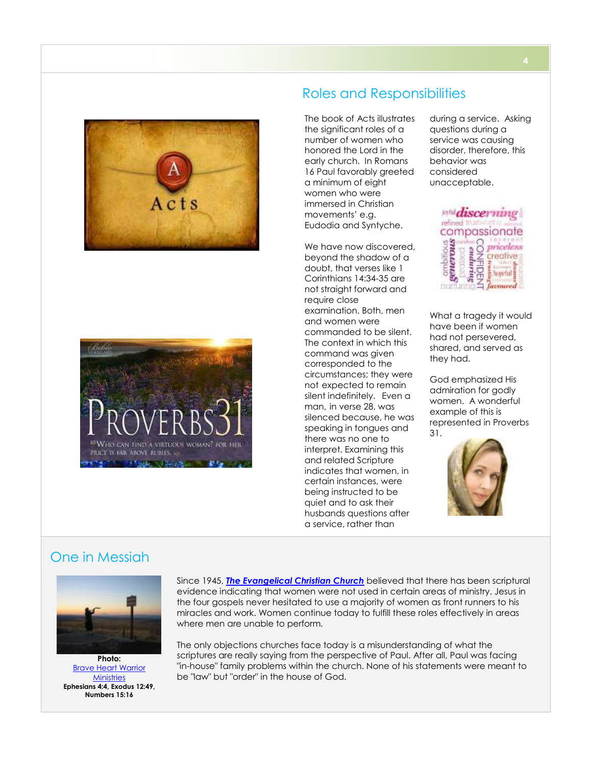## Roles and Responsibilities

The book of Acts illustrates the significant roles of a number of women who honored the Lord in the early church. In Romans 16 Paul favorably greeted a minimum of eight women who were immersed in Christian movements' e.g. Eudodia and Syntyche.

We have now discovered, beyond the shadow of a doubt, that verses like 1 Corinthians 14:34-35 are not straight forward and require close examination. Both, men and women were commanded to be silent. The context in which this command was given corresponded to the circumstances; they were not expected to remain silent indefinitely. Even a man, in verse 28, was silenced because, he was speaking in tongues and there was no one to interpret. Examining this and related Scripture indicates that women, in certain instances, were being instructed to be quiet and to ask their husbands questions after a service, rather than during a service. Asking questions during a service was causing disorder, therefore, this behavior was considered unacceptable.

What a tragedy it would have been if women had not persevered, shared, and served as they had.

God emphasized His admiration for godly women. A wonderful example of this is represented in Proverbs 31.

## One in Messiah

Photo:
Brave Heart Warrior Ministries
**Ephesians 4:4, Exodus 12:49, Numbers 15:16**

Since 1945, ***The Evangelical Christian Church*** believed that there has been scriptural evidence indicating that women were not used in certain areas of ministry. Jesus in the four gospels never hesitated to use a majority of women as front runners to his miracles and work. Women continue today to fulfill these roles effectively in areas where men are unable to perform.

The only objections churches face today is a misunderstanding of what the scriptures are really saying from the perspective of Paul. After all, Paul was facing "in-house" family problems within the church. None of his statements were meant to be "law" but "order" in the house of God.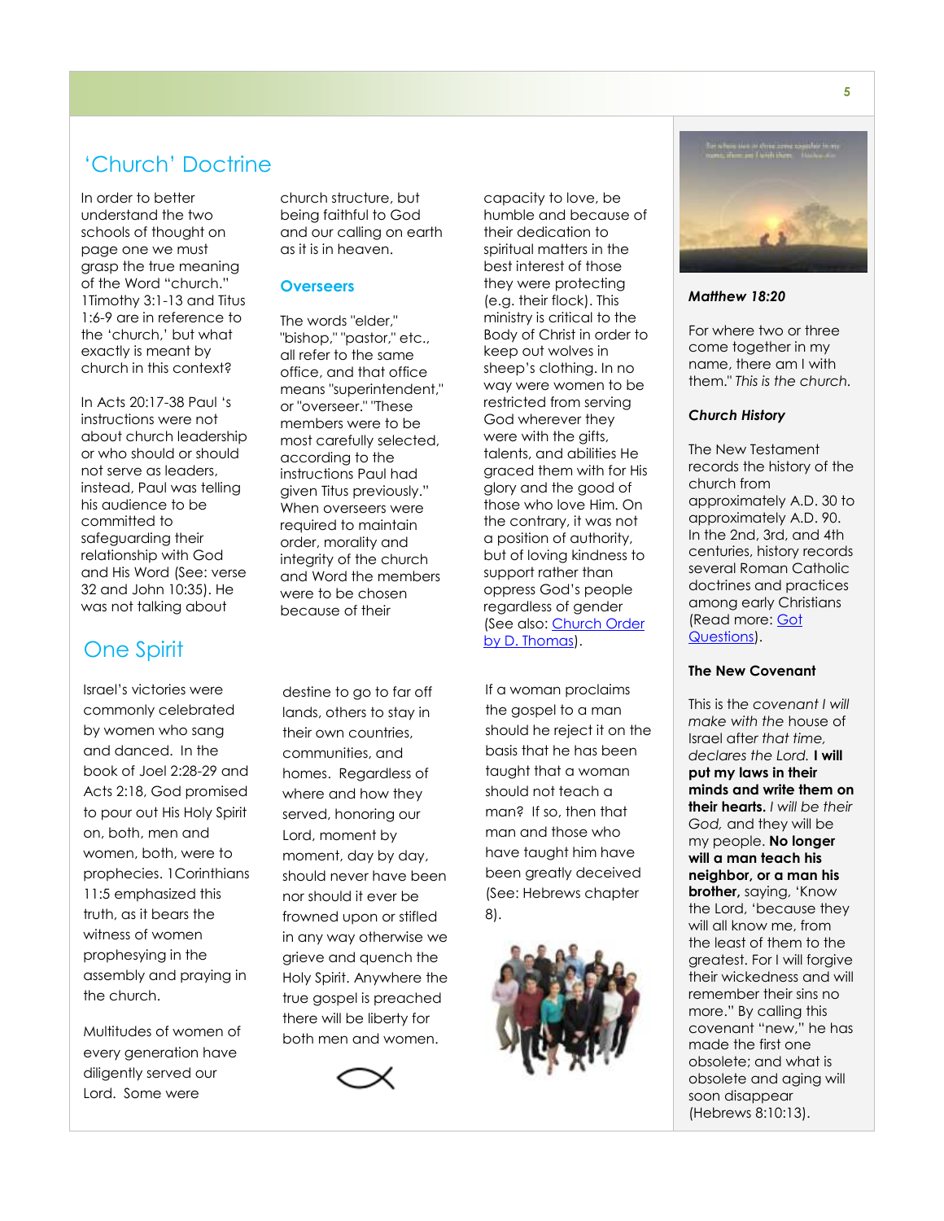## 'Church' Doctrine

In order to better understand the two schools of thought on page one we must grasp the true meaning of the Word "church." 1Timothy 3:1-13 and Titus 1:6-9 are in reference to the 'church,' but what exactly is meant by church in this context?

In Acts 20:17-38 Paul 's instructions were not about church leadership or who should or should not serve as leaders, instead, Paul was telling his audience to be committed to safeguarding their relationship with God and His Word (See: verse 32 and John 10:35). He was not talking about church structure, but being faithful to God and our calling on earth as it is in heaven.

### Overseers

The words "elder," "bishop," "pastor," etc., all refer to the same office, and that office means "superintendent," or "overseer." "These members were to be most carefully selected, according to the instructions Paul had given Titus previously." When overseers were required to maintain order, morality and integrity of the church and Word the members were to be chosen because of their capacity to love, be humble and because of their dedication to spiritual matters in the best interest of those they were protecting (e.g. their flock). This ministry is critical to the Body of Christ in order to keep out wolves in sheep's clothing. In no way were women to be restricted from serving God wherever they were with the gifts, talents, and abilities He graced them with for His glory and the good of those who love Him. On the contrary, it was not a position of authority, but of loving kindness to support rather than oppress God's people regardless of gender (See also: Church Order by D. Thomas).

## One Spirit

Israel's victories were commonly celebrated by women who sang and danced. In the book of Joel 2:28-29 and Acts 2:18, God promised to pour out His Holy Spirit on, both, men and women, both, were to prophecies. 1Corinthians 11:5 emphasized this truth, as it bears the witness of women prophesying in the assembly and praying in the church.

Multitudes of women of every generation have diligently served our Lord. Some were destine to go to far off lands, others to stay in their own countries, communities, and homes. Regardless of where and how they served, honoring our Lord, moment by moment, day by day, should never have been nor should it ever be frowned upon or stifled in any way otherwise we grieve and quench the Holy Spirit. Anywhere the true gospel is preached there will be liberty for both men and women.

If a woman proclaims the gospel to a man should he reject it on the basis that he has been taught that a woman should not teach a man? If so, then that man and those who have taught him have been greatly deceived (See: Hebrews chapter 8).

***Matthew 18:20***

For where two or three come together in my name, there am I with them." *This is the church.*

***Church History***

The New Testament records the history of the church from approximately A.D. 30 to approximately A.D. 90. In the 2nd, 3rd, and 4th centuries, history records several Roman Catholic doctrines and practices among early Christians (Read more: Got Questions).

**The New Covenant**

This is the *covenant I will make with the* house of Israel after *that time, declares the Lord.* **I will put my laws in their minds and write them on their hearts.** *I will be their God,* and they will be my people. **No longer will a man teach his neighbor, or a man his brother,** saying, 'Know the Lord, 'because they will all know me, from the least of them to the greatest. For I will forgive their wickedness and will remember their sins no more." By calling this covenant "new," he has made the first one obsolete; and what is obsolete and aging will soon disappear (Hebrews 8:10:13).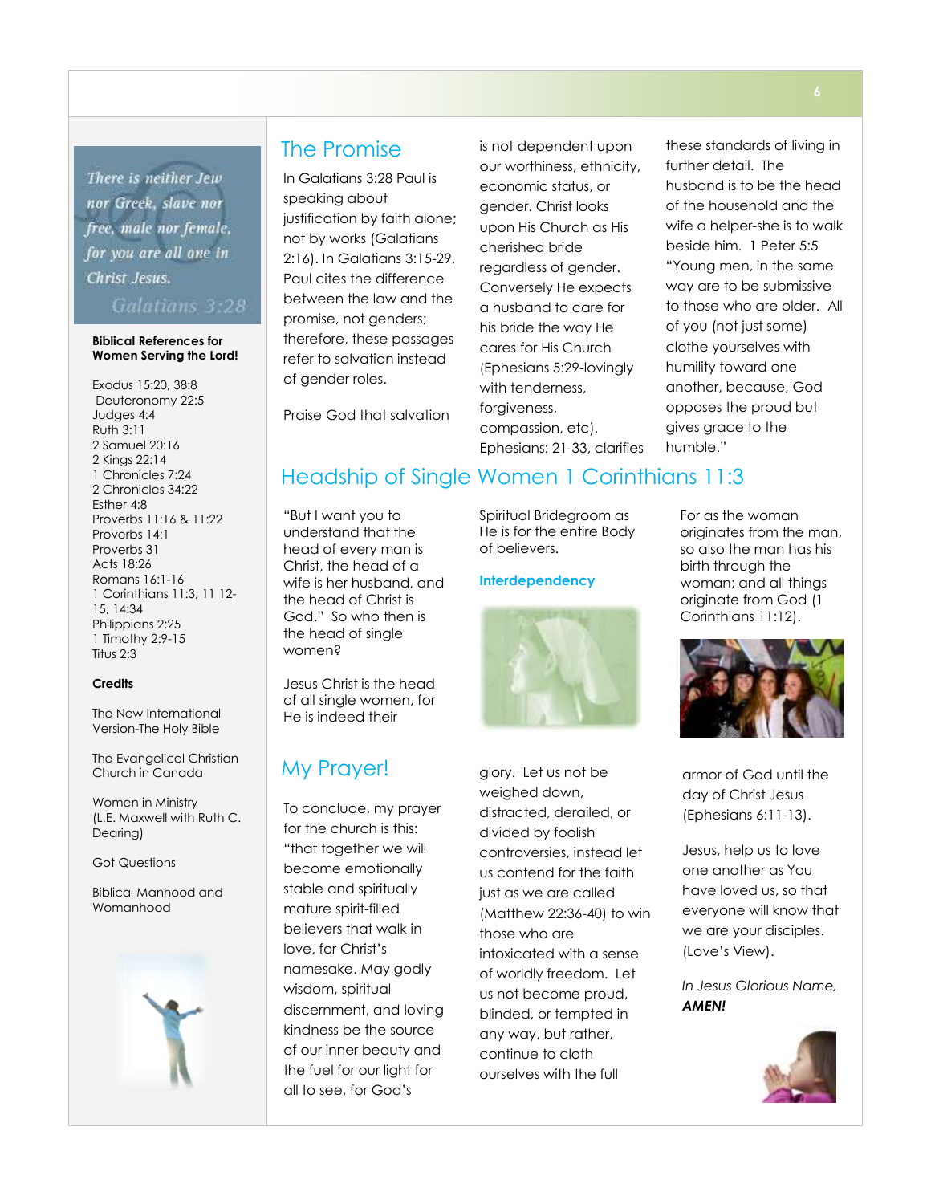*There is neither Jew nor Greek, slave nor free, male nor female, for you are all one in Christ Jesus.*

*Galatians 3:28*

**Biblical References for Women Serving the Lord!**

Exodus 15:20, 38:8
Deuteronomy 22:5
Judges 4:4
Ruth 3:11
2 Samuel 20:16
2 Kings 22:14
1 Chronicles 7:24
2 Chronicles 34:22
Esther 4:8
Proverbs 11:16 & 11:22
Proverbs 14:1
Proverbs 31
Acts 18:26
Romans 16:1-16
1 Corinthians 11:3, 11 12-15, 14:34
Philippians 2:25
1 Timothy 2:9-15
Titus 2:3

**Credits**

The New International Version-The Holy Bible

The Evangelical Christian Church in Canada

Women in Ministry (L.E. Maxwell with Ruth C. Dearing)

Got Questions

Biblical Manhood and Womanhood

## The Promise

In Galatians 3:28 Paul is speaking about justification by faith alone; not by works (Galatians 2:16). In Galatians 3:15-29, Paul cites the difference between the law and the promise, not genders; therefore, these passages refer to salvation instead of gender roles.

Praise God that salvation is not dependent upon our worthiness, ethnicity, economic status, or gender. Christ looks upon His Church as His cherished bride regardless of gender. Conversely He expects a husband to care for his bride the way He cares for His Church (Ephesians 5:29-lovingly with tenderness, forgiveness, compassion, etc). Ephesians: 21-33, clarifies these standards of living in further detail. The husband is to be the head of the household and the wife a helper-she is to walk beside him. 1 Peter 5:5 "Young men, in the same way are to be submissive to those who are older. All of you (not just some) clothe yourselves with humility toward one another, because, God opposes the proud but gives grace to the humble."

## Headship of Single Women 1 Corinthians 11:3

"But I want you to understand that the head of every man is Christ, the head of a wife is her husband, and the head of Christ is God." So who then is the head of single women?

Jesus Christ is the head of all single women, for He is indeed their Spiritual Bridegroom as He is for the entire Body of believers.

### Interdependency

For as the woman originates from the man, so also the man has his birth through the woman; and all things originate from God (1 Corinthians 11:12).

## My Prayer!

To conclude, my prayer for the church is this: "that together we will become emotionally stable and spiritually mature spirit-filled believers that walk in love, for Christ's namesake. May godly wisdom, spiritual discernment, and loving kindness be the source of our inner beauty and the fuel for our light for all to see, for God's glory. Let us not be weighed down, distracted, derailed, or divided by foolish controversies, instead let us contend for the faith just as we are called (Matthew 22:36-40) to win those who are intoxicated with a sense of worldly freedom. Let us not become proud, blinded, or tempted in any way, but rather, continue to cloth ourselves with the full armor of God until the day of Christ Jesus (Ephesians 6:11-13).

Jesus, help us to love one another as You have loved us, so that everyone will know that we are your disciples. (Love's View).

*In Jesus Glorious Name,* ***AMEN!***